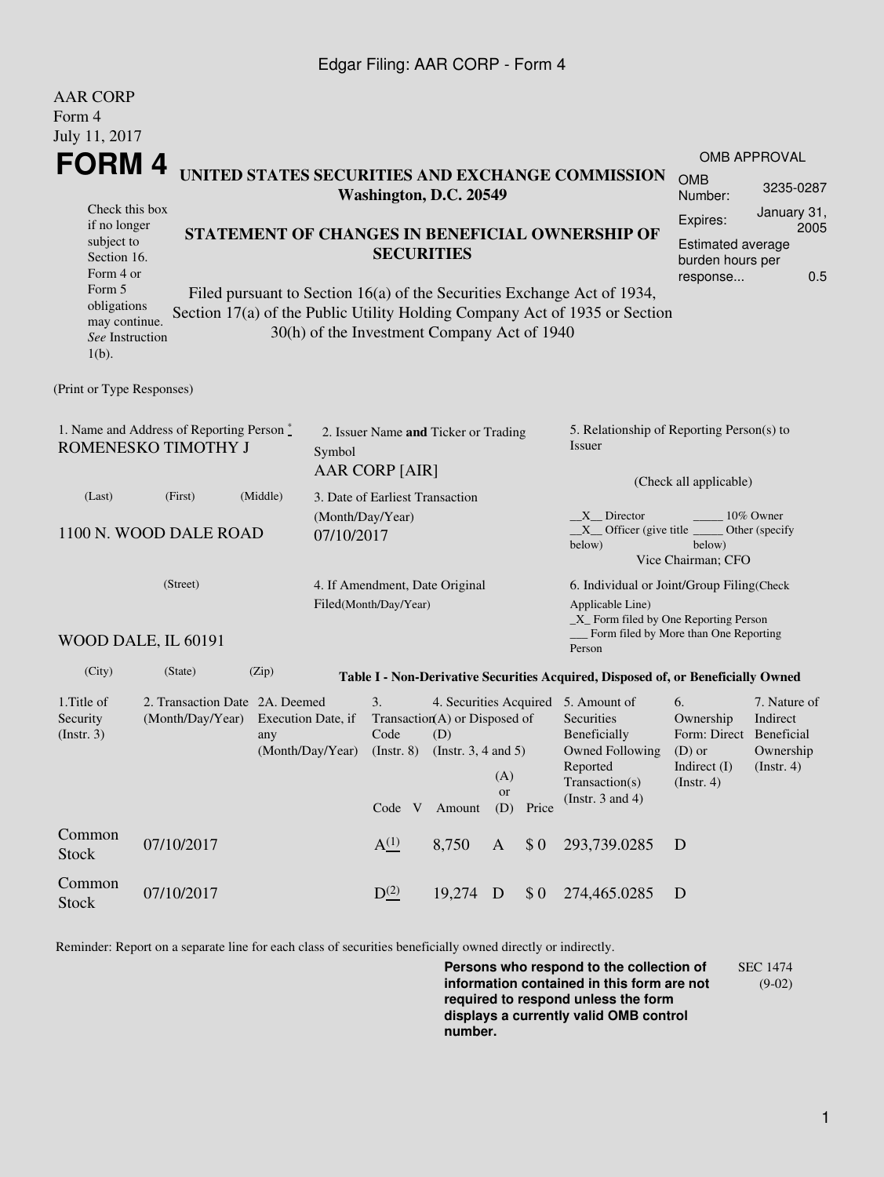AAR CORP
Form 4
July 11, 2017

# FORM 4

## UNITED STATES SECURITIES AND EXCHANGE COMMISSION
**Washington, D.C. 20549**

| OMB APPROVAL | |
|---|---|
| OMB Number: | 3235-0287 |
| Expires: | January 31, 2005 |
| Estimated average burden hours per response... | 0.5 |

Check this box if no longer subject to Section 16. Form 4 or Form 5 obligations may continue. *See* Instruction 1(b).

## STATEMENT OF CHANGES IN BENEFICIAL OWNERSHIP OF SECURITIES

Filed pursuant to Section 16(a) of the Securities Exchange Act of 1934, Section 17(a) of the Public Utility Holding Company Act of 1935 or Section 30(h) of the Investment Company Act of 1940

(Print or Type Responses)

1. Name and Address of Reporting Person *
ROMENESKO TIMOTHY J

(Last) (First) (Middle)

1100 N. WOOD DALE ROAD

(Street)

WOOD DALE, IL 60191

(City) (State) (Zip)

2. Issuer Name **and** Ticker or Trading Symbol
AAR CORP [AIR]

3. Date of Earliest Transaction (Month/Day/Year)
07/10/2017

4. If Amendment, Date Original Filed(Month/Day/Year)

5. Relationship of Reporting Person(s) to Issuer

(Check all applicable)

\_\_X\_\_ Director \_\_\_\_\_ 10% Owner
\_\_X\_\_ Officer (give title below) \_\_\_\_\_ Other (specify below)
Vice Chairman; CFO

6. Individual or Joint/Group Filing(Check Applicable Line)
\_X\_ Form filed by One Reporting Person
\_\_\_ Form filed by More than One Reporting Person

**Table I - Non-Derivative Securities Acquired, Disposed of, or Beneficially Owned**

| 1.Title of Security (Instr. 3) | 2. Transaction Date (Month/Day/Year) | 2A. Deemed Execution Date, if any (Month/Day/Year) | 3. Transaction Code (Instr. 8) | | 4. Securities Acquired (A) or Disposed of (D) (Instr. 3, 4 and 5) | | | 5. Amount of Securities Beneficially Owned Following Reported Transaction(s) (Instr. 3 and 4) | 6. Ownership Form: Direct (D) or Indirect (I) (Instr. 4) | 7. Nature of Indirect Beneficial Ownership (Instr. 4) |
|---|---|---|---|---|---|---|---|---|---|---|
| | | | Code | V | Amount | (A) or (D) | Price | | | |
| Common Stock | 07/10/2017 | | A(1) | | 8,750 | A | $ 0 | 293,739.0285 | D | |
| Common Stock | 07/10/2017 | | D(2) | | 19,274 | D | $ 0 | 274,465.0285 | D | |

Reminder: Report on a separate line for each class of securities beneficially owned directly or indirectly.

**Persons who respond to the collection of information contained in this form are not required to respond unless the form displays a currently valid OMB control number.**

SEC 1474 (9-02)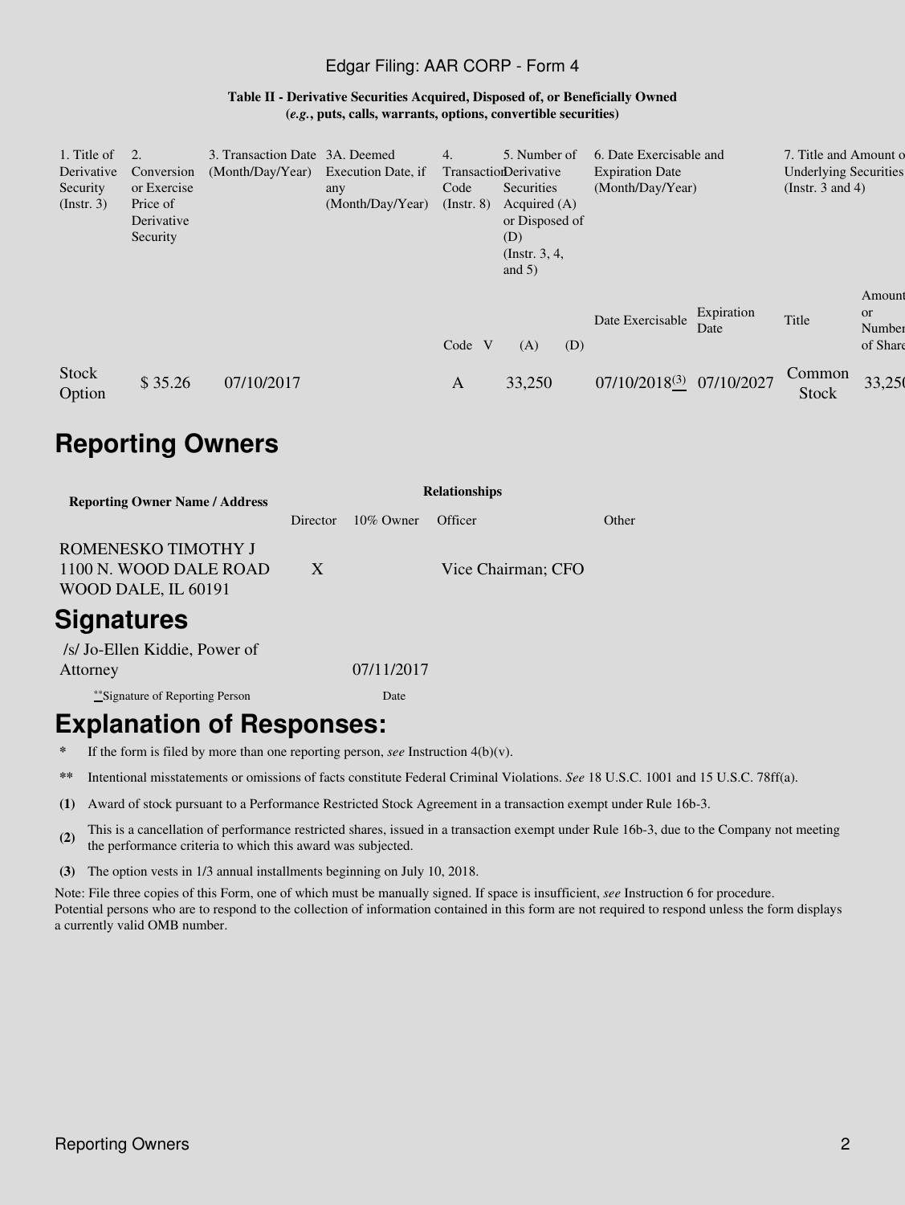Table II - Derivative Securities Acquired, Disposed of, or Beneficially Owned
(*e.g.*, puts, calls, warrants, options, convertible securities)

| 1. Title of Derivative Security (Instr. 3) | 2. Conversion or Exercise Price of Derivative Security | 3. Transaction Date (Month/Day/Year) | 3A. Deemed Execution Date, if any (Month/Day/Year) | 4. Transaction Code (Instr. 8) | | 5. Number of Derivative Securities Acquired (A) or Disposed of (D) (Instr. 3, 4, and 5) | | 6. Date Exercisable and Expiration Date (Month/Day/Year) | | 7. Title and Amount of Underlying Securities (Instr. 3 and 4) | |
|---|---|---|---|---|---|---|---|---|---|---|---|
| | | | | Code | V | (A) | (D) | Date Exercisable | Expiration Date | Title | Amount or Number of Shares |
| Stock Option | $ 35.26 | 07/10/2017 | | A | | 33,250 | | 07/10/2018 (3) | 07/10/2027 | Common Stock | 33,250 |

## Reporting Owners

| Reporting Owner Name / Address | Relationships | | | |
|---|---|---|---|---|
| | Director | 10% Owner | Officer | Other |
| ROMENESKO TIMOTHY J<br>1100 N. WOOD DALE ROAD<br>WOOD DALE, IL 60191 | X | | Vice Chairman; CFO | |

## Signatures

| | |
|---|---|
| /s/ Jo-Ellen Kiddie, Power of Attorney | 07/11/2017 |
| **Signature of Reporting Person | Date |

## Explanation of Responses:

- \* If the form is filed by more than one reporting person, *see* Instruction 4(b)(v).
- \*\* Intentional misstatements or omissions of facts constitute Federal Criminal Violations. *See* 18 U.S.C. 1001 and 15 U.S.C. 78ff(a).
- **(1)** Award of stock pursuant to a Performance Restricted Stock Agreement in a transaction exempt under Rule 16b-3.
- **(2)** This is a cancellation of performance restricted shares, issued in a transaction exempt under Rule 16b-3, due to the Company not meeting the performance criteria to which this award was subjected.
- **(3)** The option vests in 1/3 annual installments beginning on July 10, 2018.

Note: File three copies of this Form, one of which must be manually signed. If space is insufficient, *see* Instruction 6 for procedure.
Potential persons who are to respond to the collection of information contained in this form are not required to respond unless the form displays a currently valid OMB number.